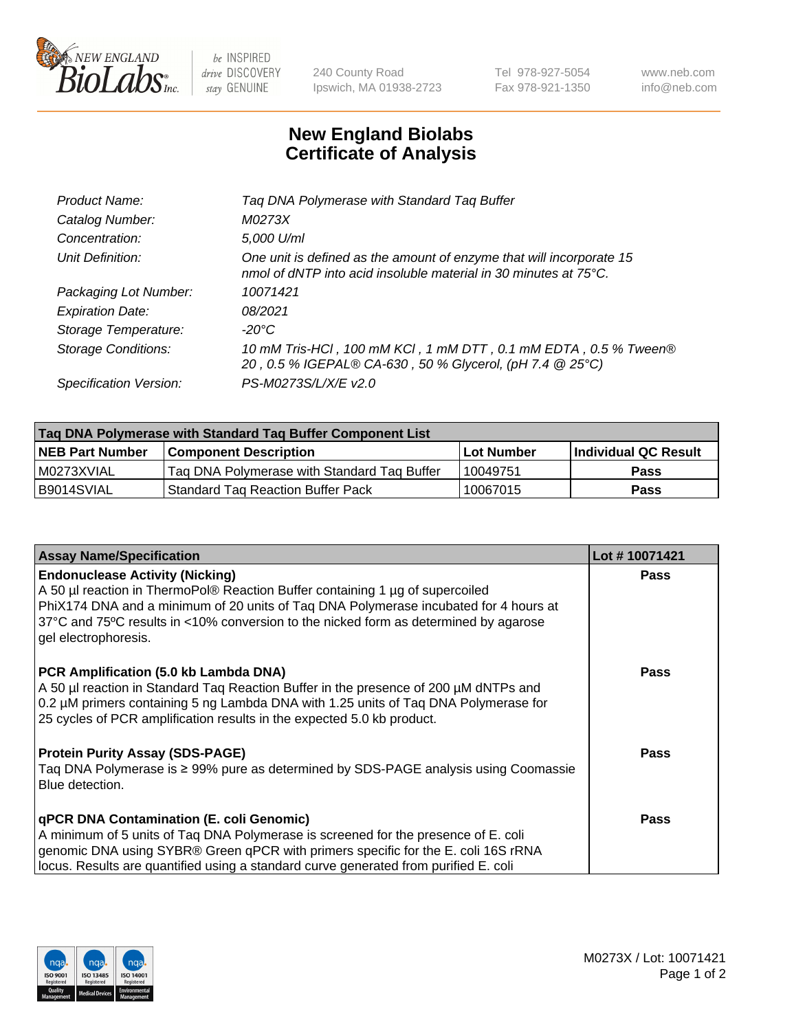# New England Biolabs Certificate of Analysis

| | |
|---|---|
| Product Name: | Taq DNA Polymerase with Standard Taq Buffer |
| Catalog Number: | M0273X |
| Concentration: | 5,000 U/ml |
| Unit Definition: | One unit is defined as the amount of enzyme that will incorporate 15 nmol of dNTP into acid insoluble material in 30 minutes at 75°C. |
| Packaging Lot Number: | 10071421 |
| Expiration Date: | 08/2021 |
| Storage Temperature: | -20°C |
| Storage Conditions: | 10 mM Tris-HCl , 100 mM KCl , 1 mM DTT , 0.1 mM EDTA , 0.5 % Tween® 20 , 0.5 % IGEPAL® CA-630 , 50 % Glycerol, (pH 7.4 @ 25°C) |
| Specification Version: | PS-M0273S/L/X/E v2.0 |

| Taq DNA Polymerase with Standard Taq Buffer Component List | | | |
|---|---|---|---|
| **NEB Part Number** | **Component Description** | **Lot Number** | **Individual QC Result** |
| M0273XVIAL | Taq DNA Polymerase with Standard Taq Buffer | 10049751 | Pass |
| B9014SVIAL | Standard Taq Reaction Buffer Pack | 10067015 | Pass |

| Assay Name/Specification | Lot # 10071421 |
|---|---|
| **Endonuclease Activity (Nicking)**<br>A 50 µl reaction in ThermoPol® Reaction Buffer containing 1 µg of supercoiled PhiX174 DNA and a minimum of 20 units of Taq DNA Polymerase incubated for 4 hours at 37ºC and 75ºC results in <10% conversion to the nicked form as determined by agarose gel electrophoresis. | Pass |
| **PCR Amplification (5.0 kb Lambda DNA)**<br>A 50 µl reaction in Standard Taq Reaction Buffer in the presence of 200 µM dNTPs and 0.2 µM primers containing 5 ng Lambda DNA with 1.25 units of Taq DNA Polymerase for 25 cycles of PCR amplification results in the expected 5.0 kb product. | Pass |
| **Protein Purity Assay (SDS-PAGE)**<br>Taq DNA Polymerase is ≥ 99% pure as determined by SDS-PAGE analysis using Coomassie Blue detection. | Pass |
| **qPCR DNA Contamination (E. coli Genomic)**<br>A minimum of 5 units of Taq DNA Polymerase is screened for the presence of E. coli genomic DNA using SYBR® Green qPCR with primers specific for the E. coli 16S rRNA locus. Results are quantified using a standard curve generated from purified E. coli | Pass |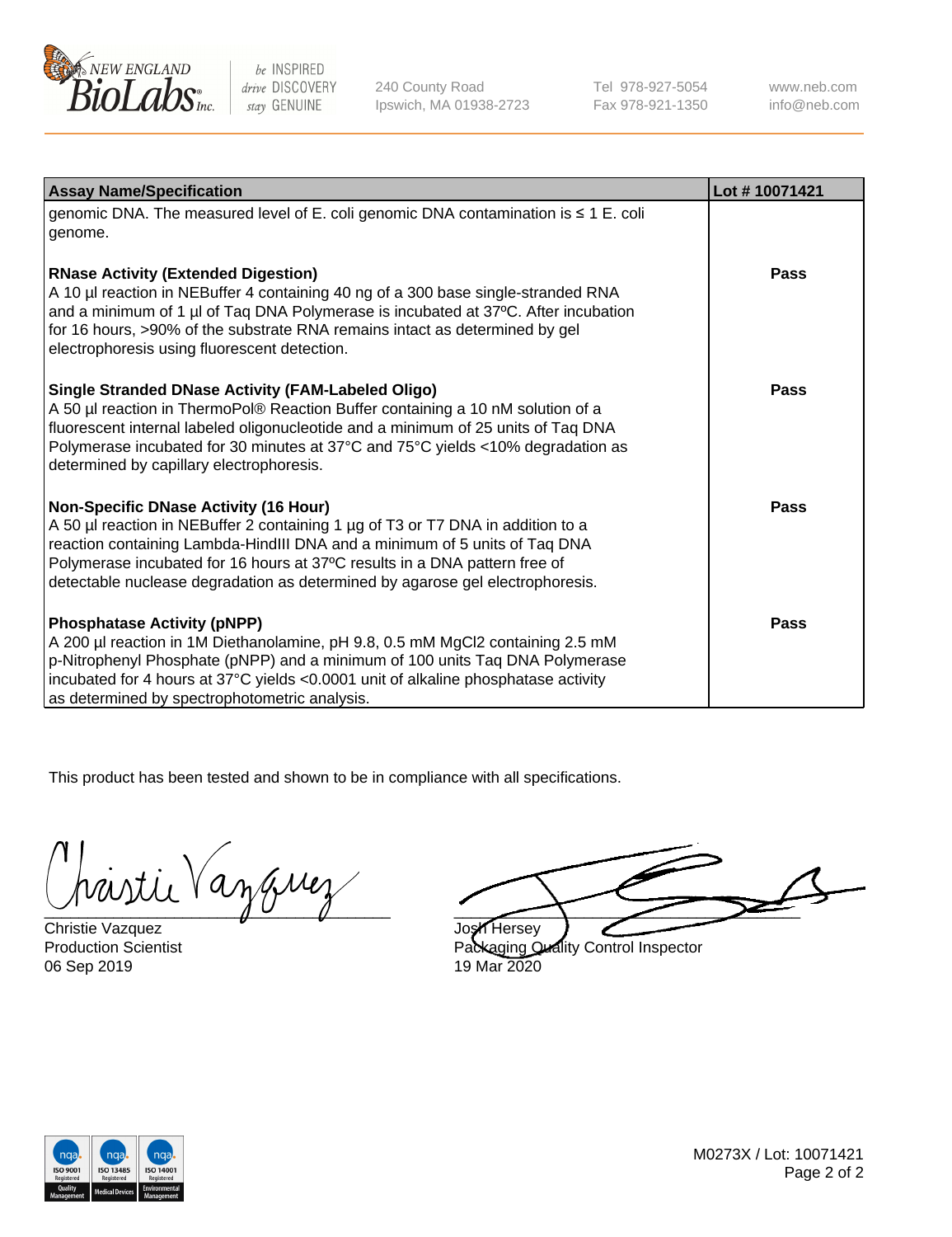| Assay Name/Specification | Lot # 10071421 |
| --- | --- |
| genomic DNA. The measured level of E. coli genomic DNA contamination is ≤ 1 E. coli genome. | |
| **RNase Activity (Extended Digestion)**<br>A 10 µl reaction in NEBuffer 4 containing 40 ng of a 300 base single-stranded RNA and a minimum of 1 µl of Taq DNA Polymerase is incubated at 37ºC. After incubation for 16 hours, >90% of the substrate RNA remains intact as determined by gel electrophoresis using fluorescent detection. | **Pass** |
| **Single Stranded DNase Activity (FAM-Labeled Oligo)**<br>A 50 µl reaction in ThermoPol® Reaction Buffer containing a 10 nM solution of a fluorescent internal labeled oligonucleotide and a minimum of 25 units of Taq DNA Polymerase incubated for 30 minutes at 37°C and 75°C yields <10% degradation as determined by capillary electrophoresis. | **Pass** |
| **Non-Specific DNase Activity (16 Hour)**<br>A 50 µl reaction in NEBuffer 2 containing 1 µg of T3 or T7 DNA in addition to a reaction containing Lambda-HindIII DNA and a minimum of 5 units of Taq DNA Polymerase incubated for 16 hours at 37ºC results in a DNA pattern free of detectable nuclease degradation as determined by agarose gel electrophoresis. | **Pass** |
| **Phosphatase Activity (pNPP)**<br>A 200 µl reaction in 1M Diethanolamine, pH 9.8, 0.5 mM $MgCl_2$ containing 2.5 mM p-Nitrophenyl Phosphate (pNPP) and a minimum of 100 units Taq DNA Polymerase incubated for 4 hours at 37°C yields <0.0001 unit of alkaline phosphatase activity as determined by spectrophotometric analysis. | **Pass** |

This product has been tested and shown to be in compliance with all specifications.

Christie Vazquez
Production Scientist
06 Sep 2019

Josh Hersey
Packaging Quality Control Inspector
19 Mar 2020

M0273X / Lot: 10071421